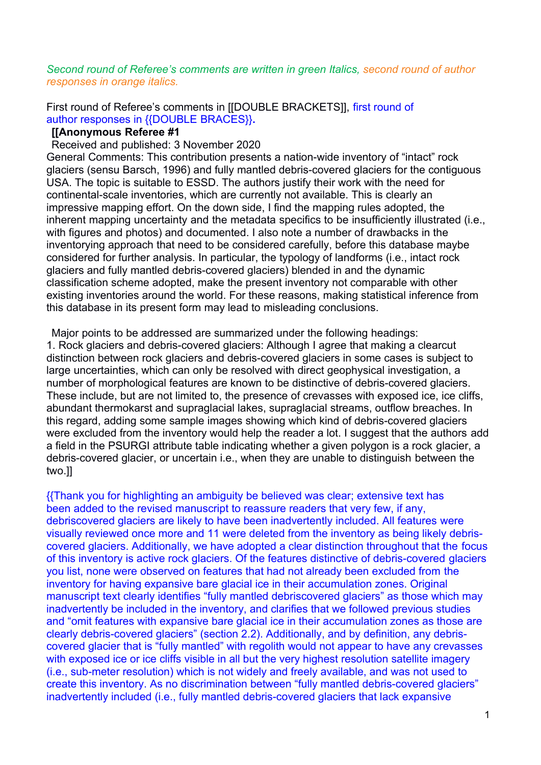*Second round of Referee's comments are written in green Italics, second round of author responses in orange italics.*

First round of Referee's comments in [[DOUBLE BRACKETS]], first round of author responses in {{DOUBLE BRACES}}.

**[[Anonymous Referee #1**

Received and published: 3 November 2020

General Comments: This contribution presents a nation-wide inventory of "intact" rock glaciers (sensu Barsch, 1996) and fully mantled debris-covered glaciers for the contiguous USA. The topic is suitable to ESSD. The authors justify their work with the need for continental-scale inventories, which are currently not available. This is clearly an impressive mapping effort. On the down side, I find the mapping rules adopted, the inherent mapping uncertainty and the metadata specifics to be insufficiently illustrated (i.e., with figures and photos) and documented. I also note a number of drawbacks in the inventorying approach that need to be considered carefully, before this database maybe considered for further analysis. In particular, the typology of landforms (i.e., intact rock glaciers and fully mantled debris-covered glaciers) blended in and the dynamic classification scheme adopted, make the present inventory not comparable with other existing inventories around the world. For these reasons, making statistical inference from this database in its present form may lead to misleading conclusions.

Major points to be addressed are summarized under the following headings:

1. Rock glaciers and debris-covered glaciers: Although I agree that making a clearcut distinction between rock glaciers and debris-covered glaciers in some cases is subject to large uncertainties, which can only be resolved with direct geophysical investigation, a number of morphological features are known to be distinctive of debris-covered glaciers. These include, but are not limited to, the presence of crevasses with exposed ice, ice cliffs, abundant thermokarst and supraglacial lakes, supraglacial streams, outflow breaches. In this regard, adding some sample images showing which kind of debris-covered glaciers were excluded from the inventory would help the reader a lot. I suggest that the authors add a field in the PSURGI attribute table indicating whether a given polygon is a rock glacier, a debris-covered glacier, or uncertain i.e., when they are unable to distinguish between the two.]]

{{Thank you for highlighting an ambiguity be believed was clear; extensive text has been added to the revised manuscript to reassure readers that very few, if any, debriscovered glaciers are likely to have been inadvertently included. All features were visually reviewed once more and 11 were deleted from the inventory as being likely debris-covered glaciers. Additionally, we have adopted a clear distinction throughout that the focus of this inventory is active rock glaciers. Of the features distinctive of debris-covered glaciers you list, none were observed on features that had not already been excluded from the inventory for having expansive bare glacial ice in their accumulation zones. Original manuscript text clearly identifies "fully mantled debriscovered glaciers" as those which may inadvertently be included in the inventory, and clarifies that we followed previous studies and "omit features with expansive bare glacial ice in their accumulation zones as those are clearly debris-covered glaciers" (section 2.2). Additionally, and by definition, any debris-covered glacier that is "fully mantled" with regolith would not appear to have any crevasses with exposed ice or ice cliffs visible in all but the very highest resolution satellite imagery (i.e., sub-meter resolution) which is not widely and freely available, and was not used to create this inventory. As no discrimination between "fully mantled debris-covered glaciers" inadvertently included (i.e., fully mantled debris-covered glaciers that lack expansive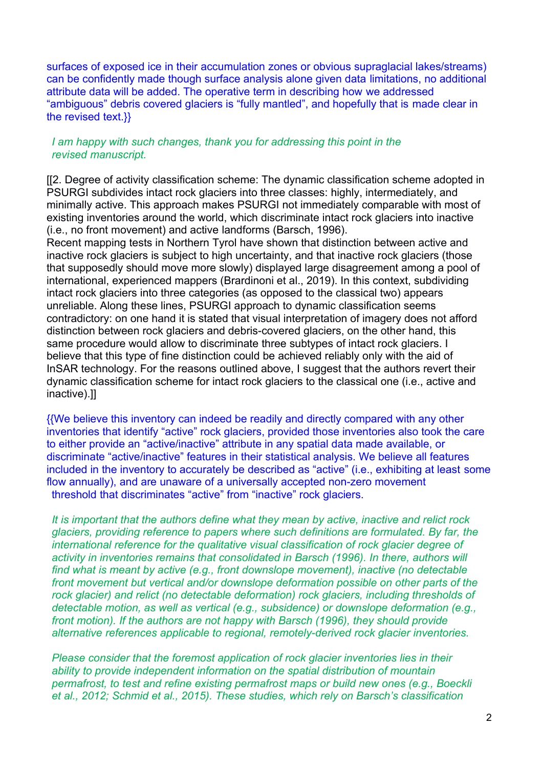surfaces of exposed ice in their accumulation zones or obvious supraglacial lakes/streams) can be confidently made though surface analysis alone given data limitations, no additional attribute data will be added. The operative term in describing how we addressed "ambiguous" debris covered glaciers is "fully mantled", and hopefully that is made clear in the revised text.}}

*I am happy with such changes, thank you for addressing this point in the revised manuscript.*

[[2. Degree of activity classification scheme: The dynamic classification scheme adopted in PSURGI subdivides intact rock glaciers into three classes: highly, intermediately, and minimally active. This approach makes PSURGI not immediately comparable with most of existing inventories around the world, which discriminate intact rock glaciers into inactive (i.e., no front movement) and active landforms (Barsch, 1996).
Recent mapping tests in Northern Tyrol have shown that distinction between active and inactive rock glaciers is subject to high uncertainty, and that inactive rock glaciers (those that supposedly should move more slowly) displayed large disagreement among a pool of international, experienced mappers (Brardinoni et al., 2019). In this context, subdividing intact rock glaciers into three categories (as opposed to the classical two) appears unreliable. Along these lines, PSURGI approach to dynamic classification seems contradictory: on one hand it is stated that visual interpretation of imagery does not afford distinction between rock glaciers and debris-covered glaciers, on the other hand, this same procedure would allow to discriminate three subtypes of intact rock glaciers. I believe that this type of fine distinction could be achieved reliably only with the aid of InSAR technology. For the reasons outlined above, I suggest that the authors revert their dynamic classification scheme for intact rock glaciers to the classical one (i.e., active and inactive).]]

{{We believe this inventory can indeed be readily and directly compared with any other inventories that identify "active" rock glaciers, provided those inventories also took the care to either provide an "active/inactive" attribute in any spatial data made available, or discriminate "active/inactive" features in their statistical analysis. We believe all features included in the inventory to accurately be described as "active" (i.e., exhibiting at least some flow annually), and are unaware of a universally accepted non-zero movement threshold that discriminates "active" from "inactive" rock glaciers.

*It is important that the authors define what they mean by active, inactive and relict rock glaciers, providing reference to papers where such definitions are formulated. By far, the international reference for the qualitative visual classification of rock glacier degree of activity in inventories remains that consolidated in Barsch (1996). In there, authors will find what is meant by active (e.g., front downslope movement), inactive (no detectable front movement but vertical and/or downslope deformation possible on other parts of the rock glacier) and relict (no detectable deformation) rock glaciers, including thresholds of detectable motion, as well as vertical (e.g., subsidence) or downslope deformation (e.g., front motion). If the authors are not happy with Barsch (1996), they should provide alternative references applicable to regional, remotely-derived rock glacier inventories.*

*Please consider that the foremost application of rock glacier inventories lies in their ability to provide independent information on the spatial distribution of mountain permafrost, to test and refine existing permafrost maps or build new ones (e.g., Boeckli et al., 2012; Schmid et al., 2015). These studies, which rely on Barsch's classification*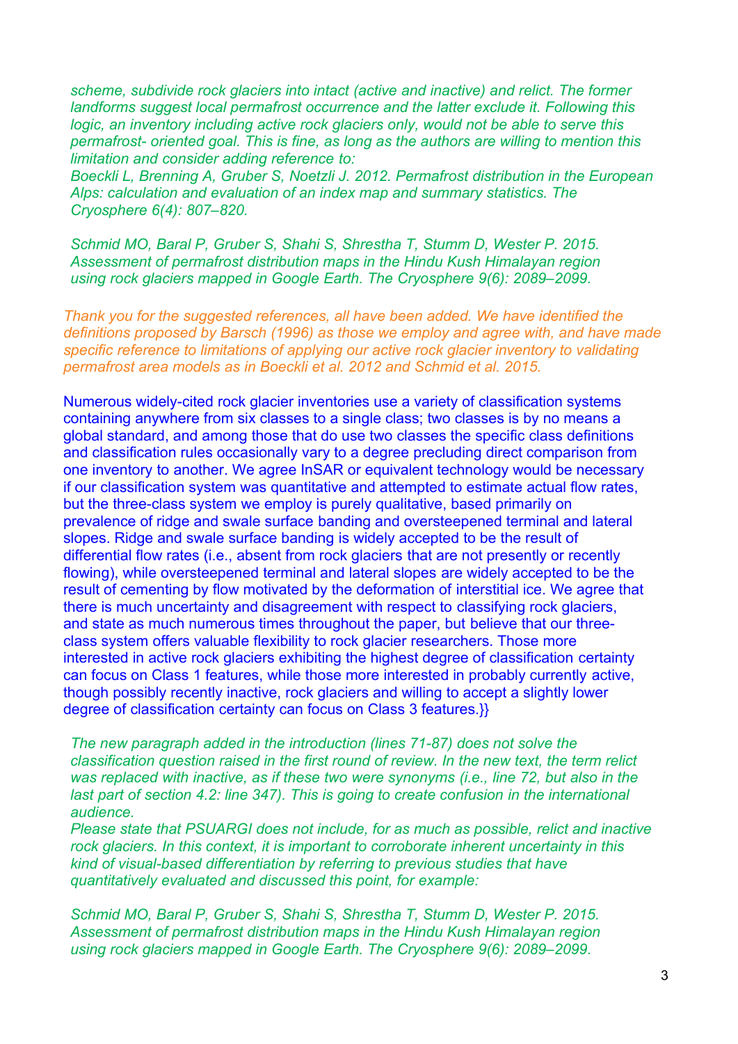*scheme, subdivide rock glaciers into intact (active and inactive) and relict. The former landforms suggest local permafrost occurrence and the latter exclude it. Following this logic, an inventory including active rock glaciers only, would not be able to serve this permafrost- oriented goal. This is fine, as long as the authors are willing to mention this limitation and consider adding reference to:*

*Boeckli L, Brenning A, Gruber S, Noetzli J. 2012. Permafrost distribution in the European Alps: calculation and evaluation of an index map and summary statistics. The Cryosphere 6(4): 807–820.*

*Schmid MO, Baral P, Gruber S, Shahi S, Shrestha T, Stumm D, Wester P. 2015. Assessment of permafrost distribution maps in the Hindu Kush Himalayan region using rock glaciers mapped in Google Earth. The Cryosphere 9(6): 2089–2099.*

*Thank you for the suggested references, all have been added. We have identified the definitions proposed by Barsch (1996) as those we employ and agree with, and have made specific reference to limitations of applying our active rock glacier inventory to validating permafrost area models as in Boeckli et al. 2012 and Schmid et al. 2015.*

Numerous widely-cited rock glacier inventories use a variety of classification systems containing anywhere from six classes to a single class; two classes is by no means a global standard, and among those that do use two classes the specific class definitions and classification rules occasionally vary to a degree precluding direct comparison from one inventory to another. We agree InSAR or equivalent technology would be necessary if our classification system was quantitative and attempted to estimate actual flow rates, but the three-class system we employ is purely qualitative, based primarily on prevalence of ridge and swale surface banding and oversteepened terminal and lateral slopes. Ridge and swale surface banding is widely accepted to be the result of differential flow rates (i.e., absent from rock glaciers that are not presently or recently flowing), while oversteepened terminal and lateral slopes are widely accepted to be the result of cementing by flow motivated by the deformation of interstitial ice. We agree that there is much uncertainty and disagreement with respect to classifying rock glaciers, and state as much numerous times throughout the paper, but believe that our three-class system offers valuable flexibility to rock glacier researchers. Those more interested in active rock glaciers exhibiting the highest degree of classification certainty can focus on Class 1 features, while those more interested in probably currently active, though possibly recently inactive, rock glaciers and willing to accept a slightly lower degree of classification certainty can focus on Class 3 features.}}

*The new paragraph added in the introduction (lines 71-87) does not solve the classification question raised in the first round of review. In the new text, the term relict was replaced with inactive, as if these two were synonyms (i.e., line 72, but also in the last part of section 4.2: line 347). This is going to create confusion in the international audience.*

*Please state that PSUARGI does not include, for as much as possible, relict and inactive rock glaciers. In this context, it is important to corroborate inherent uncertainty in this kind of visual-based differentiation by referring to previous studies that have quantitatively evaluated and discussed this point, for example:*

*Schmid MO, Baral P, Gruber S, Shahi S, Shrestha T, Stumm D, Wester P. 2015. Assessment of permafrost distribution maps in the Hindu Kush Himalayan region using rock glaciers mapped in Google Earth. The Cryosphere 9(6): 2089–2099.*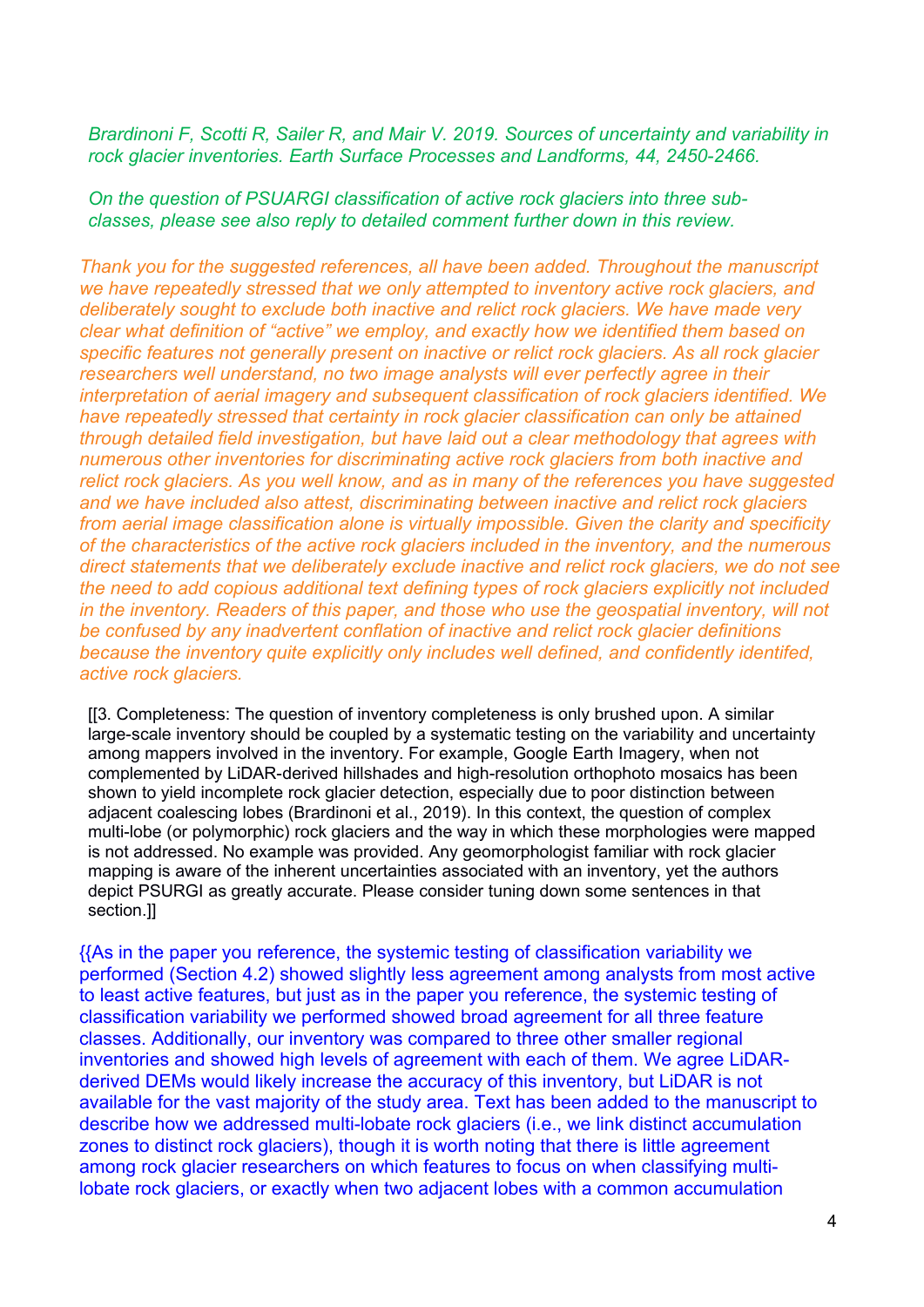*Brardinoni F, Scotti R, Sailer R, and Mair V. 2019. Sources of uncertainty and variability in rock glacier inventories. Earth Surface Processes and Landforms, 44, 2450-2466.*

*On the question of PSUARGI classification of active rock glaciers into three sub-classes, please see also reply to detailed comment further down in this review.*

*Thank you for the suggested references, all have been added. Throughout the manuscript we have repeatedly stressed that we only attempted to inventory active rock glaciers, and deliberately sought to exclude both inactive and relict rock glaciers. We have made very clear what definition of "active" we employ, and exactly how we identified them based on specific features not generally present on inactive or relict rock glaciers. As all rock glacier researchers well understand, no two image analysts will ever perfectly agree in their interpretation of aerial imagery and subsequent classification of rock glaciers identified. We have repeatedly stressed that certainty in rock glacier classification can only be attained through detailed field investigation, but have laid out a clear methodology that agrees with numerous other inventories for discriminating active rock glaciers from both inactive and relict rock glaciers. As you well know, and as in many of the references you have suggested and we have included also attest, discriminating between inactive and relict rock glaciers from aerial image classification alone is virtually impossible. Given the clarity and specificity of the characteristics of the active rock glaciers included in the inventory, and the numerous direct statements that we deliberately exclude inactive and relict rock glaciers, we do not see the need to add copious additional text defining types of rock glaciers explicitly not included in the inventory. Readers of this paper, and those who use the geospatial inventory, will not be confused by any inadvertent conflation of inactive and relict rock glacier definitions because the inventory quite explicitly only includes well defined, and confidently identifed, active rock glaciers.*

[[3. Completeness: The question of inventory completeness is only brushed upon. A similar large-scale inventory should be coupled by a systematic testing on the variability and uncertainty among mappers involved in the inventory. For example, Google Earth Imagery, when not complemented by LiDAR-derived hillshades and high-resolution orthophoto mosaics has been shown to yield incomplete rock glacier detection, especially due to poor distinction between adjacent coalescing lobes (Brardinoni et al., 2019). In this context, the question of complex multi-lobe (or polymorphic) rock glaciers and the way in which these morphologies were mapped is not addressed. No example was provided. Any geomorphologist familiar with rock glacier mapping is aware of the inherent uncertainties associated with an inventory, yet the authors depict PSURGI as greatly accurate. Please consider tuning down some sentences in that section.]]

{{As in the paper you reference, the systemic testing of classification variability we performed (Section 4.2) showed slightly less agreement among analysts from most active to least active features, but just as in the paper you reference, the systemic testing of classification variability we performed showed broad agreement for all three feature classes. Additionally, our inventory was compared to three other smaller regional inventories and showed high levels of agreement with each of them. We agree LiDAR-derived DEMs would likely increase the accuracy of this inventory, but LiDAR is not available for the vast majority of the study area. Text has been added to the manuscript to describe how we addressed multi-lobate rock glaciers (i.e., we link distinct accumulation zones to distinct rock glaciers), though it is worth noting that there is little agreement among rock glacier researchers on which features to focus on when classifying multi-lobate rock glaciers, or exactly when two adjacent lobes with a common accumulation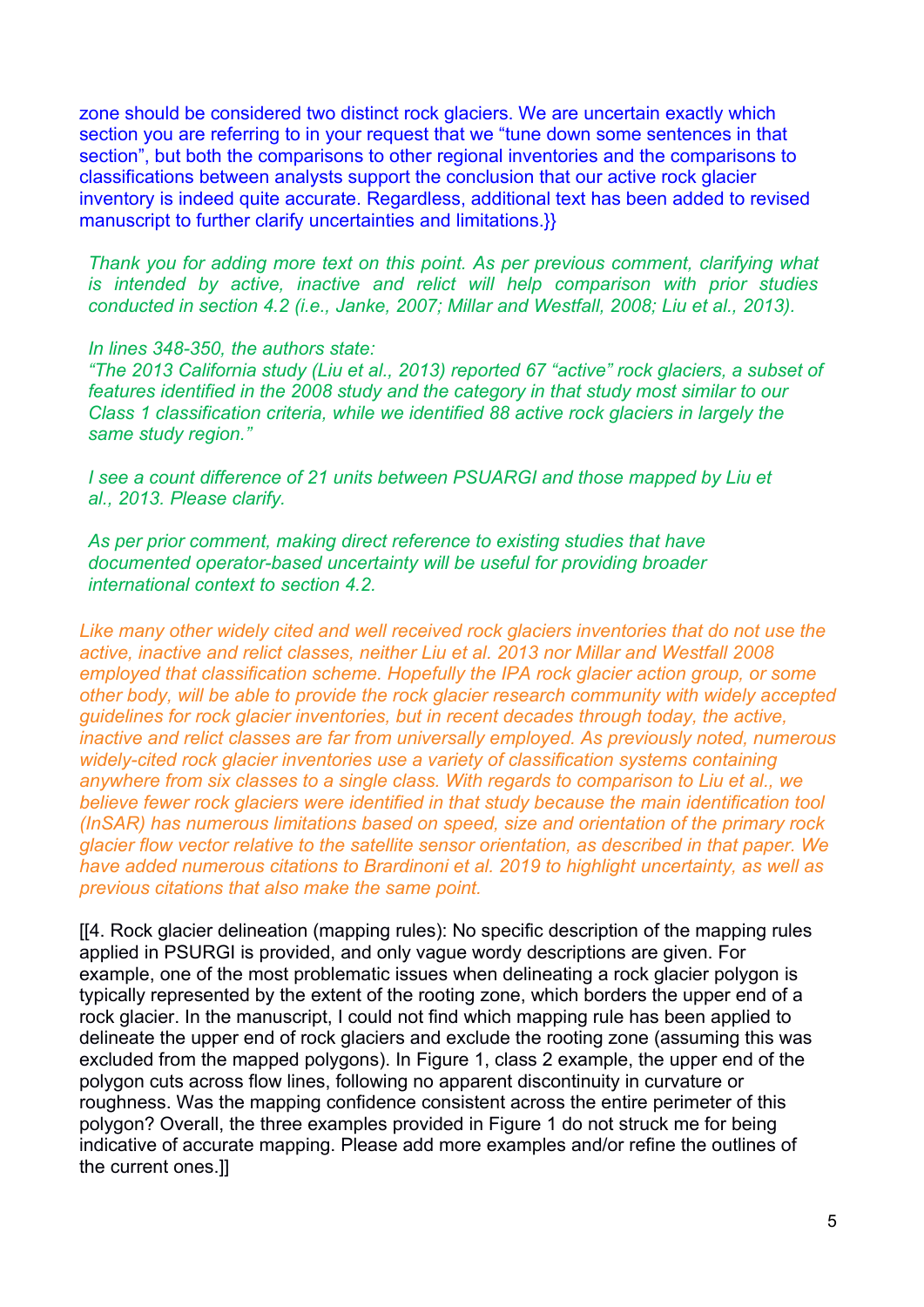zone should be considered two distinct rock glaciers. We are uncertain exactly which section you are referring to in your request that we "tune down some sentences in that section", but both the comparisons to other regional inventories and the comparisons to classifications between analysts support the conclusion that our active rock glacier inventory is indeed quite accurate. Regardless, additional text has been added to revised manuscript to further clarify uncertainties and limitations.}}

*Thank you for adding more text on this point. As per previous comment, clarifying what is intended by active, inactive and relict will help comparison with prior studies conducted in section 4.2 (i.e., Janke, 2007; Millar and Westfall, 2008; Liu et al., 2013).*

*In lines 348-350, the authors state:*
*"The 2013 California study (Liu et al., 2013) reported 67 "active" rock glaciers, a subset of features identified in the 2008 study and the category in that study most similar to our Class 1 classification criteria, while we identified 88 active rock glaciers in largely the same study region."*

*I see a count difference of 21 units between PSUARGI and those mapped by Liu et al., 2013. Please clarify.*

*As per prior comment, making direct reference to existing studies that have documented operator-based uncertainty will be useful for providing broader international context to section 4.2.*

*Like many other widely cited and well received rock glaciers inventories that do not use the active, inactive and relict classes, neither Liu et al. 2013 nor Millar and Westfall 2008 employed that classification scheme. Hopefully the IPA rock glacier action group, or some other body, will be able to provide the rock glacier research community with widely accepted guidelines for rock glacier inventories, but in recent decades through today, the active, inactive and relict classes are far from universally employed. As previously noted, numerous widely-cited rock glacier inventories use a variety of classification systems containing anywhere from six classes to a single class. With regards to comparison to Liu et al., we believe fewer rock glaciers were identified in that study because the main identification tool (InSAR) has numerous limitations based on speed, size and orientation of the primary rock glacier flow vector relative to the satellite sensor orientation, as described in that paper. We have added numerous citations to Brardinoni et al. 2019 to highlight uncertainty, as well as previous citations that also make the same point.*

[[4. Rock glacier delineation (mapping rules): No specific description of the mapping rules applied in PSURGI is provided, and only vague wordy descriptions are given. For example, one of the most problematic issues when delineating a rock glacier polygon is typically represented by the extent of the rooting zone, which borders the upper end of a rock glacier. In the manuscript, I could not find which mapping rule has been applied to delineate the upper end of rock glaciers and exclude the rooting zone (assuming this was excluded from the mapped polygons). In Figure 1, class 2 example, the upper end of the polygon cuts across flow lines, following no apparent discontinuity in curvature or roughness. Was the mapping confidence consistent across the entire perimeter of this polygon? Overall, the three examples provided in Figure 1 do not struck me for being indicative of accurate mapping. Please add more examples and/or refine the outlines of the current ones.]]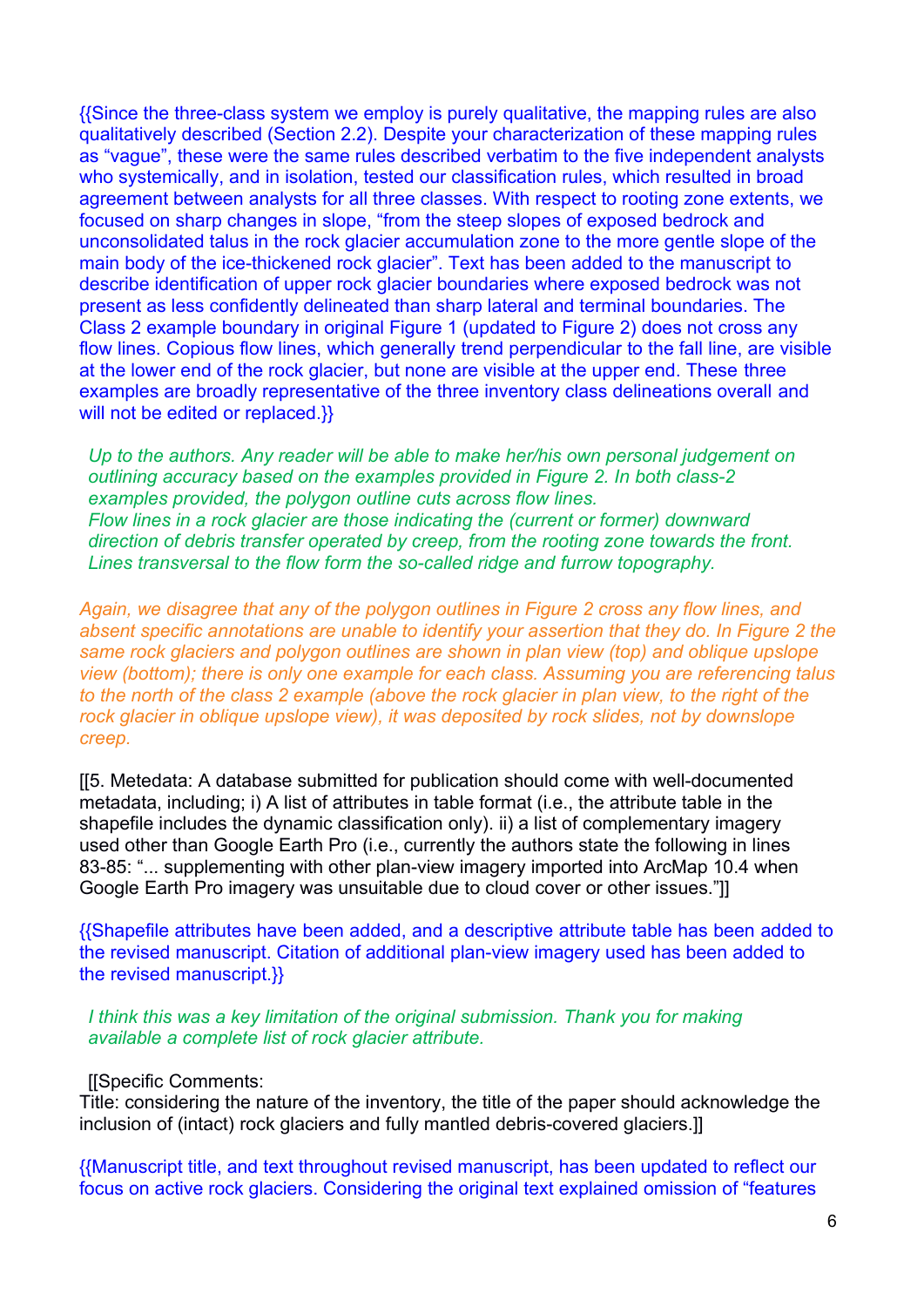{{Since the three-class system we employ is purely qualitative, the mapping rules are also qualitatively described (Section 2.2). Despite your characterization of these mapping rules as "vague", these were the same rules described verbatim to the five independent analysts who systemically, and in isolation, tested our classification rules, which resulted in broad agreement between analysts for all three classes. With respect to rooting zone extents, we focused on sharp changes in slope, "from the steep slopes of exposed bedrock and unconsolidated talus in the rock glacier accumulation zone to the more gentle slope of the main body of the ice-thickened rock glacier". Text has been added to the manuscript to describe identification of upper rock glacier boundaries where exposed bedrock was not present as less confidently delineated than sharp lateral and terminal boundaries. The Class 2 example boundary in original Figure 1 (updated to Figure 2) does not cross any flow lines. Copious flow lines, which generally trend perpendicular to the fall line, are visible at the lower end of the rock glacier, but none are visible at the upper end. These three examples are broadly representative of the three inventory class delineations overall and will not be edited or replaced.}}

> *Up to the authors. Any reader will be able to make her/his own personal judgement on outlining accuracy based on the examples provided in Figure 2. In both class-2 examples provided, the polygon outline cuts across flow lines.*
> *Flow lines in a rock glacier are those indicating the (current or former) downward direction of debris transfer operated by creep, from the rooting zone towards the front. Lines transversal to the flow form the so-called ridge and furrow topography.*

*Again, we disagree that any of the polygon outlines in Figure 2 cross any flow lines, and absent specific annotations are unable to identify your assertion that they do. In Figure 2 the same rock glaciers and polygon outlines are shown in plan view (top) and oblique upslope view (bottom); there is only one example for each class. Assuming you are referencing talus to the north of the class 2 example (above the rock glacier in plan view, to the right of the rock glacier in oblique upslope view), it was deposited by rock slides, not by downslope creep.*

[[5. Metedata: A database submitted for publication should come with well-documented metadata, including; i) A list of attributes in table format (i.e., the attribute table in the shapefile includes the dynamic classification only). ii) a list of complementary imagery used other than Google Earth Pro (i.e., currently the authors state the following in lines 83-85: "... supplementing with other plan-view imagery imported into ArcMap 10.4 when Google Earth Pro imagery was unsuitable due to cloud cover or other issues."]]

{{Shapefile attributes have been added, and a descriptive attribute table has been added to the revised manuscript. Citation of additional plan-view imagery used has been added to the revised manuscript.}}

> *I think this was a key limitation of the original submission. Thank you for making available a complete list of rock glacier attribute.*

[[Specific Comments:
Title: considering the nature of the inventory, the title of the paper should acknowledge the inclusion of (intact) rock glaciers and fully mantled debris-covered glaciers.]]

{{Manuscript title, and text throughout revised manuscript, has been updated to reflect our focus on active rock glaciers. Considering the original text explained omission of "features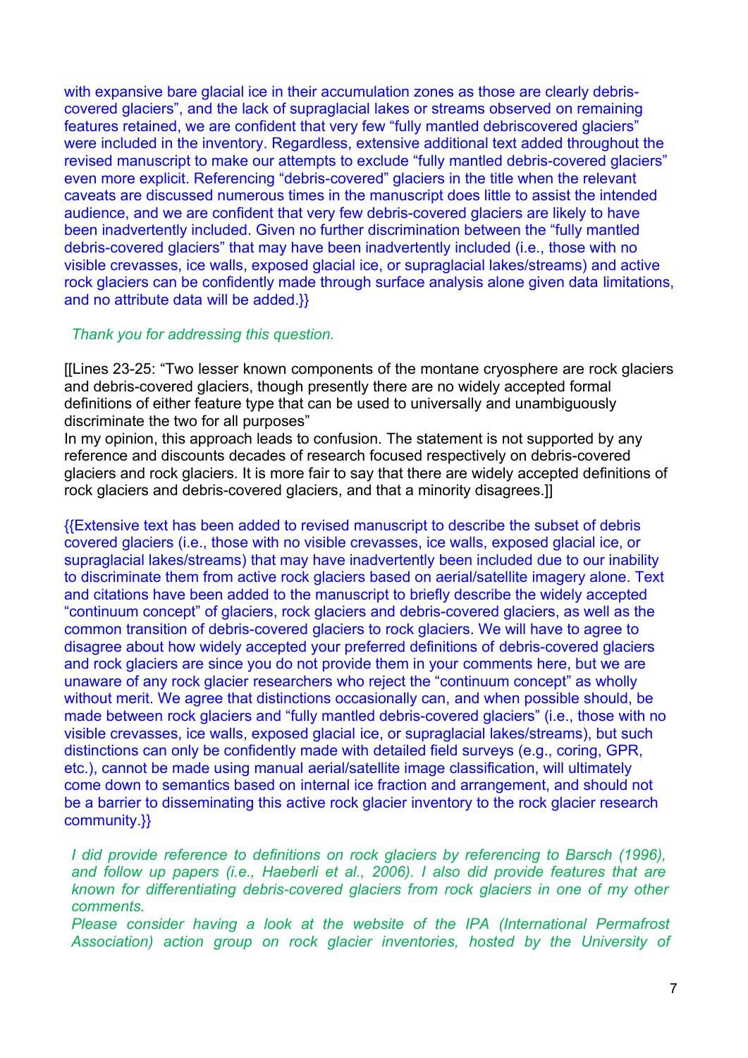with expansive bare glacial ice in their accumulation zones as those are clearly debris-covered glaciers", and the lack of supraglacial lakes or streams observed on remaining features retained, we are confident that very few "fully mantled debriscovered glaciers" were included in the inventory. Regardless, extensive additional text added throughout the revised manuscript to make our attempts to exclude "fully mantled debris-covered glaciers" even more explicit. Referencing "debris-covered" glaciers in the title when the relevant caveats are discussed numerous times in the manuscript does little to assist the intended audience, and we are confident that very few debris-covered glaciers are likely to have been inadvertently included. Given no further discrimination between the "fully mantled debris-covered glaciers" that may have been inadvertently included (i.e., those with no visible crevasses, ice walls, exposed glacial ice, or supraglacial lakes/streams) and active rock glaciers can be confidently made through surface analysis alone given data limitations, and no attribute data will be added.}}

*Thank you for addressing this question.*

[[Lines 23-25: "Two lesser known components of the montane cryosphere are rock glaciers and debris-covered glaciers, though presently there are no widely accepted formal definitions of either feature type that can be used to universally and unambiguously discriminate the two for all purposes"
In my opinion, this approach leads to confusion. The statement is not supported by any reference and discounts decades of research focused respectively on debris-covered glaciers and rock glaciers. It is more fair to say that there are widely accepted definitions of rock glaciers and debris-covered glaciers, and that a minority disagrees.]]

{{Extensive text has been added to revised manuscript to describe the subset of debris covered glaciers (i.e., those with no visible crevasses, ice walls, exposed glacial ice, or supraglacial lakes/streams) that may have inadvertently been included due to our inability to discriminate them from active rock glaciers based on aerial/satellite imagery alone. Text and citations have been added to the manuscript to briefly describe the widely accepted "continuum concept" of glaciers, rock glaciers and debris-covered glaciers, as well as the common transition of debris-covered glaciers to rock glaciers. We will have to agree to disagree about how widely accepted your preferred definitions of debris-covered glaciers and rock glaciers are since you do not provide them in your comments here, but we are unaware of any rock glacier researchers who reject the "continuum concept" as wholly without merit. We agree that distinctions occasionally can, and when possible should, be made between rock glaciers and "fully mantled debris-covered glaciers" (i.e., those with no visible crevasses, ice walls, exposed glacial ice, or supraglacial lakes/streams), but such distinctions can only be confidently made with detailed field surveys (e.g., coring, GPR, etc.), cannot be made using manual aerial/satellite image classification, will ultimately come down to semantics based on internal ice fraction and arrangement, and should not be a barrier to disseminating this active rock glacier inventory to the rock glacier research community.}}

*I did provide reference to definitions on rock glaciers by referencing to Barsch (1996), and follow up papers (i.e., Haeberli et al., 2006). I also did provide features that are known for differentiating debris-covered glaciers from rock glaciers in one of my other comments.*
*Please consider having a look at the website of the IPA (International Permafrost Association) action group on rock glacier inventories, hosted by the University of*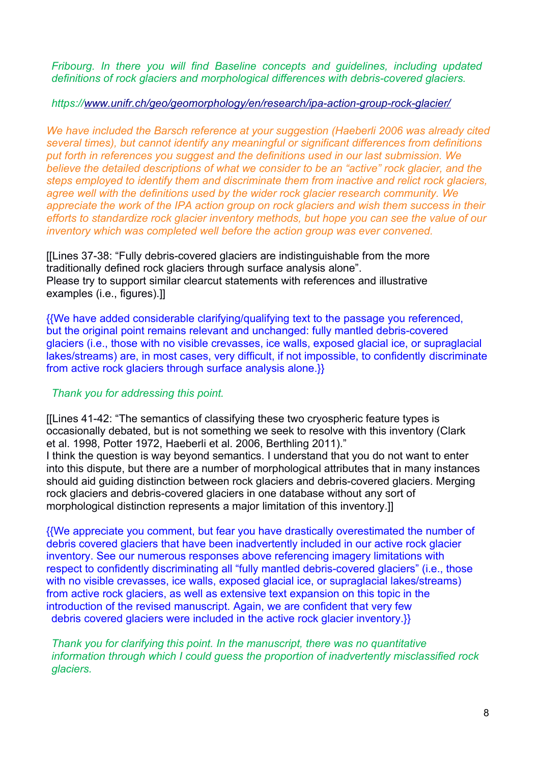*Fribourg. In there you will find Baseline concepts and guidelines, including updated definitions of rock glaciers and morphological differences with debris-covered glaciers.*

*https://www.unifr.ch/geo/geomorphology/en/research/ipa-action-group-rock-glacier/*

*We have included the Barsch reference at your suggestion (Haeberli 2006 was already cited several times), but cannot identify any meaningful or significant differences from definitions put forth in references you suggest and the definitions used in our last submission. We believe the detailed descriptions of what we consider to be an "active" rock glacier, and the steps employed to identify them and discriminate them from inactive and relict rock glaciers, agree well with the definitions used by the wider rock glacier research community. We appreciate the work of the IPA action group on rock glaciers and wish them success in their efforts to standardize rock glacier inventory methods, but hope you can see the value of our inventory which was completed well before the action group was ever convened.*

[[Lines 37-38: "Fully debris-covered glaciers are indistinguishable from the more traditionally defined rock glaciers through surface analysis alone".
Please try to support similar clearcut statements with references and illustrative examples (i.e., figures).]]

{{We have added considerable clarifying/qualifying text to the passage you referenced, but the original point remains relevant and unchanged: fully mantled debris-covered glaciers (i.e., those with no visible crevasses, ice walls, exposed glacial ice, or supraglacial lakes/streams) are, in most cases, very difficult, if not impossible, to confidently discriminate from active rock glaciers through surface analysis alone.}}

*Thank you for addressing this point.*

[[Lines 41-42: "The semantics of classifying these two cryospheric feature types is occasionally debated, but is not something we seek to resolve with this inventory (Clark et al. 1998, Potter 1972, Haeberli et al. 2006, Berthling 2011)."
I think the question is way beyond semantics. I understand that you do not want to enter into this dispute, but there are a number of morphological attributes that in many instances should aid guiding distinction between rock glaciers and debris-covered glaciers. Merging rock glaciers and debris-covered glaciers in one database without any sort of morphological distinction represents a major limitation of this inventory.]]

{{We appreciate you comment, but fear you have drastically overestimated the number of debris covered glaciers that have been inadvertently included in our active rock glacier inventory. See our numerous responses above referencing imagery limitations with respect to confidently discriminating all "fully mantled debris-covered glaciers" (i.e., those with no visible crevasses, ice walls, exposed glacial ice, or supraglacial lakes/streams) from active rock glaciers, as well as extensive text expansion on this topic in the introduction of the revised manuscript. Again, we are confident that very few debris covered glaciers were included in the active rock glacier inventory.}}

*Thank you for clarifying this point. In the manuscript, there was no quantitative information through which I could guess the proportion of inadvertently misclassified rock glaciers.*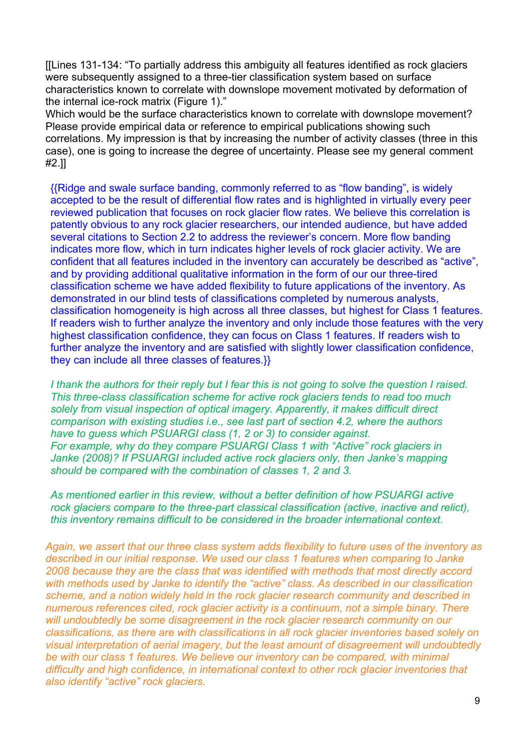[[Lines 131-134: "To partially address this ambiguity all features identified as rock glaciers were subsequently assigned to a three-tier classification system based on surface characteristics known to correlate with downslope movement motivated by deformation of the internal ice-rock matrix (Figure 1)."
Which would be the surface characteristics known to correlate with downslope movement? Please provide empirical data or reference to empirical publications showing such correlations. My impression is that by increasing the number of activity classes (three in this case), one is going to increase the degree of uncertainty. Please see my general comment #2.]]

{{Ridge and swale surface banding, commonly referred to as "flow banding", is widely accepted to be the result of differential flow rates and is highlighted in virtually every peer reviewed publication that focuses on rock glacier flow rates. We believe this correlation is patently obvious to any rock glacier researchers, our intended audience, but have added several citations to Section 2.2 to address the reviewer's concern. More flow banding indicates more flow, which in turn indicates higher levels of rock glacier activity. We are confident that all features included in the inventory can accurately be described as "active", and by providing additional qualitative information in the form of our our three-tired classification scheme we have added flexibility to future applications of the inventory. As demonstrated in our blind tests of classifications completed by numerous analysts, classification homogeneity is high across all three classes, but highest for Class 1 features. If readers wish to further analyze the inventory and only include those features with the very highest classification confidence, they can focus on Class 1 features. If readers wish to further analyze the inventory and are satisfied with slightly lower classification confidence, they can include all three classes of features.}}

*I thank the authors for their reply but I fear this is not going to solve the question I raised. This three-class classification scheme for active rock glaciers tends to read too much solely from visual inspection of optical imagery. Apparently, it makes difficult direct comparison with existing studies i.e., see last part of section 4.2, where the authors have to guess which PSUARGI class (1, 2 or 3) to consider against.*
*For example, why do they compare PSUARGI Class 1 with "Active" rock glaciers in Janke (2008)? If PSUARGI included active rock glaciers only, then Janke's mapping should be compared with the combination of classes 1, 2 and 3.*

*As mentioned earlier in this review, without a better definition of how PSUARGI active rock glaciers compare to the three-part classical classification (active, inactive and relict), this inventory remains difficult to be considered in the broader international context.*

*Again, we assert that our three class system adds flexibility to future uses of the inventory as described in our initial response. We used our class 1 features when comparing to Janke 2008 because they are the class that was identified with methods that most directly accord with methods used by Janke to identify the "active" class. As described in our classification scheme, and a notion widely held in the rock glacier research community and described in numerous references cited, rock glacier activity is a continuum, not a simple binary. There will undoubtedly be some disagreement in the rock glacier research community on our classifications, as there are with classifications in all rock glacier inventories based solely on visual interpretation of aerial imagery, but the least amount of disagreement will undoubtedly be with our class 1 features. We believe our inventory can be compared, with minimal difficulty and high confidence, in international context to other rock glacier inventories that also identify "active" rock glaciers.*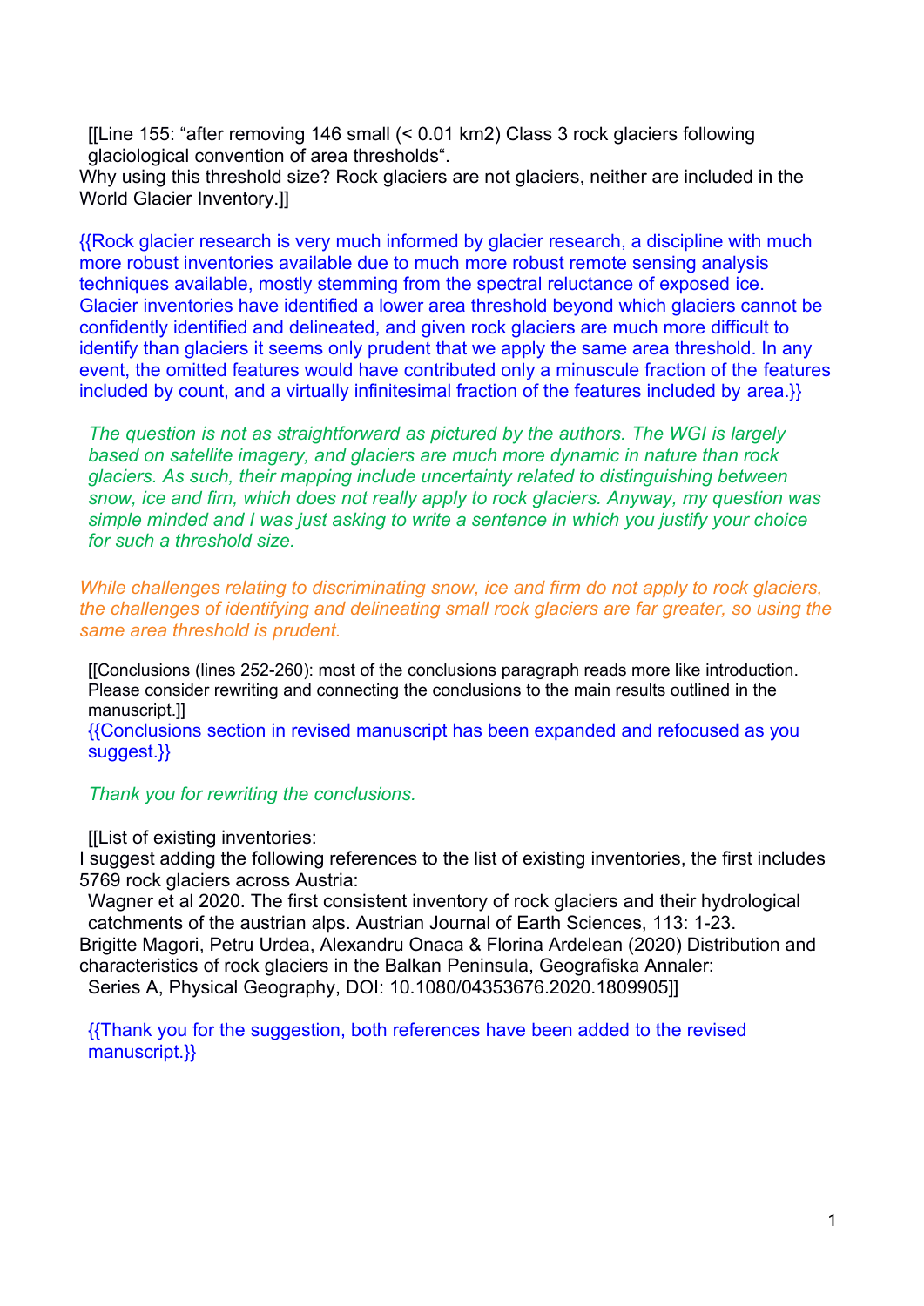[[Line 155: “after removing 146 small (< 0.01 km2) Class 3 rock glaciers following glaciological convention of area thresholds“.
Why using this threshold size? Rock glaciers are not glaciers, neither are included in the World Glacier Inventory.]]

{{Rock glacier research is very much informed by glacier research, a discipline with much more robust inventories available due to much more robust remote sensing analysis techniques available, mostly stemming from the spectral reluctance of exposed ice. Glacier inventories have identified a lower area threshold beyond which glaciers cannot be confidently identified and delineated, and given rock glaciers are much more difficult to identify than glaciers it seems only prudent that we apply the same area threshold. In any event, the omitted features would have contributed only a minuscule fraction of the features included by count, and a virtually infinitesimal fraction of the features included by area.}}

*The question is not as straightforward as pictured by the authors. The WGI is largely based on satellite imagery, and glaciers are much more dynamic in nature than rock glaciers. As such, their mapping include uncertainty related to distinguishing between snow, ice and firn, which does not really apply to rock glaciers. Anyway, my question was simple minded and I was just asking to write a sentence in which you justify your choice for such a threshold size.*

*While challenges relating to discriminating snow, ice and firm do not apply to rock glaciers, the challenges of identifying and delineating small rock glaciers are far greater, so using the same area threshold is prudent.*

[[Conclusions (lines 252-260): most of the conclusions paragraph reads more like introduction. Please consider rewriting and connecting the conclusions to the main results outlined in the manuscript.]]
{{Conclusions section in revised manuscript has been expanded and refocused as you suggest.}}

*Thank you for rewriting the conclusions.*

[[List of existing inventories:
I suggest adding the following references to the list of existing inventories, the first includes 5769 rock glaciers across Austria:
Wagner et al 2020. The first consistent inventory of rock glaciers and their hydrological catchments of the austrian alps. Austrian Journal of Earth Sciences, 113: 1-23.
Brigitte Magori, Petru Urdea, Alexandru Onaca & Florina Ardelean (2020) Distribution and characteristics of rock glaciers in the Balkan Peninsula, Geografiska Annaler: Series A, Physical Geography, DOI: 10.1080/04353676.2020.1809905]]

{{Thank you for the suggestion, both references have been added to the revised manuscript.}}